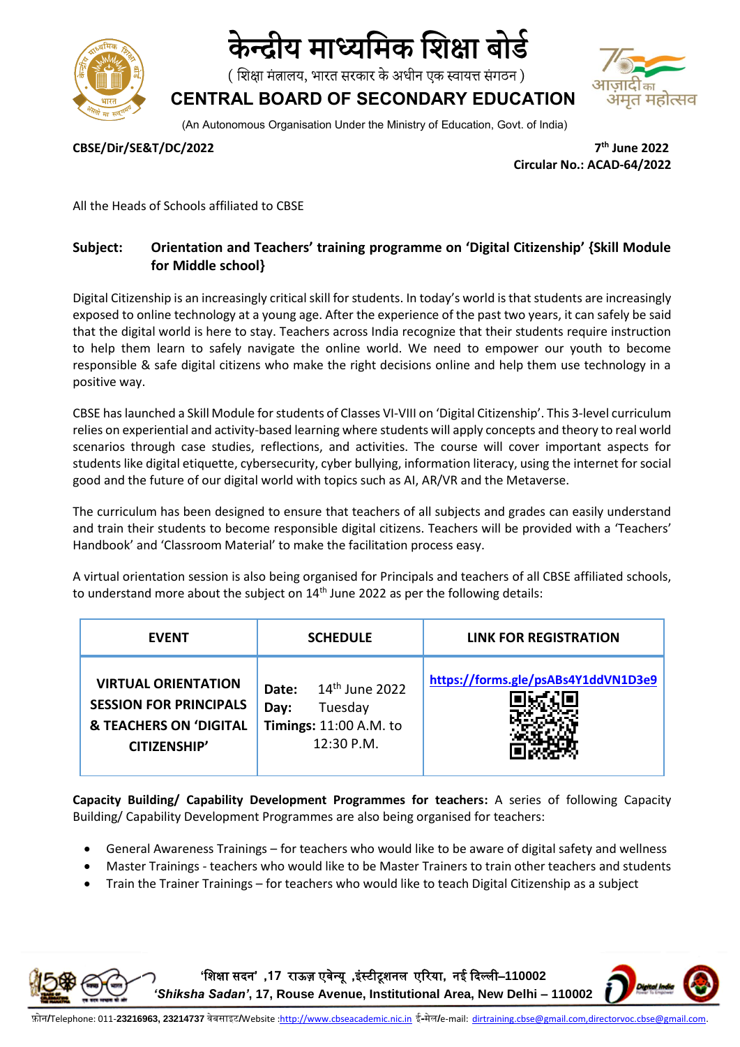# केन्द्रीय माध्यमिक शिक्षा बोर्ड

( शिक्षा मंत्रालय, भारत सरकार के अधीन एक स्वायत्त संगठन )

# CENTRAL BOARD OF SECONDARY EDUCATION

(An Autonomous Organisation Under the Ministry of Education, Govt. of India)

**CBSE/Dir/SE&T/DC/2022**

**7th June 2022**

**Circular No.: ACAD-64/2022**

All the Heads of Schools affiliated to CBSE

**Subject: Orientation and Teachers' training programme on 'Digital Citizenship' {Skill Module for Middle school}**

Digital Citizenship is an increasingly critical skill for students. In today's world is that students are increasingly exposed to online technology at a young age. After the experience of the past two years, it can safely be said that the digital world is here to stay. Teachers across India recognize that their students require instruction to help them learn to safely navigate the online world. We need to empower our youth to become responsible & safe digital citizens who make the right decisions online and help them use technology in a positive way.

CBSE has launched a Skill Module for students of Classes VI-VIII on 'Digital Citizenship'. This 3-level curriculum relies on experiential and activity-based learning where students will apply concepts and theory to real world scenarios through case studies, reflections, and activities. The course will cover important aspects for students like digital etiquette, cybersecurity, cyber bullying, information literacy, using the internet for social good and the future of our digital world with topics such as AI, AR/VR and the Metaverse.

The curriculum has been designed to ensure that teachers of all subjects and grades can easily understand and train their students to become responsible digital citizens. Teachers will be provided with a 'Teachers' Handbook' and 'Classroom Material' to make the facilitation process easy.

A virtual orientation session is also being organised for Principals and teachers of all CBSE affiliated schools, to understand more about the subject on 14th June 2022 as per the following details:

| EVENT | SCHEDULE | LINK FOR REGISTRATION |
|---|---|---|
| **VIRTUAL ORIENTATION SESSION FOR PRINCIPALS & TEACHERS ON 'DIGITAL CITIZENSHIP'** | **Date:** 14th June 2022<br>**Day:** Tuesday<br>**Timings:** 11:00 A.M. to 12:30 P.M. | https://forms.gle/psABs4Y1ddVN1D3e9 |

**Capacity Building/ Capability Development Programmes for teachers:** A series of following Capacity Building/ Capability Development Programmes are also being organised for teachers:

- General Awareness Trainings – for teachers who would like to be aware of digital safety and wellness
- Master Trainings - teachers who would like to be Master Trainers to train other teachers and students
- Train the Trainer Trainings – for teachers who would like to teach Digital Citizenship as a subject

'शिक्षा सदन' ,17 राऊज़ एवेन्यू ,इंस्टीटूशनल एरिया, नई दिल्ली–110002

*'Shiksha Sadan'*, 17, Rouse Avenue, Institutional Area, New Delhi – 110002

फ़ोन/Telephone: 011-**23216963, 23214737** वेबसाइट/Website :http://www.cbseacademic.nic.in ई-मेल/e-mail: dirtraining.cbse@gmail.com,directorvoc.cbse@gmail.com.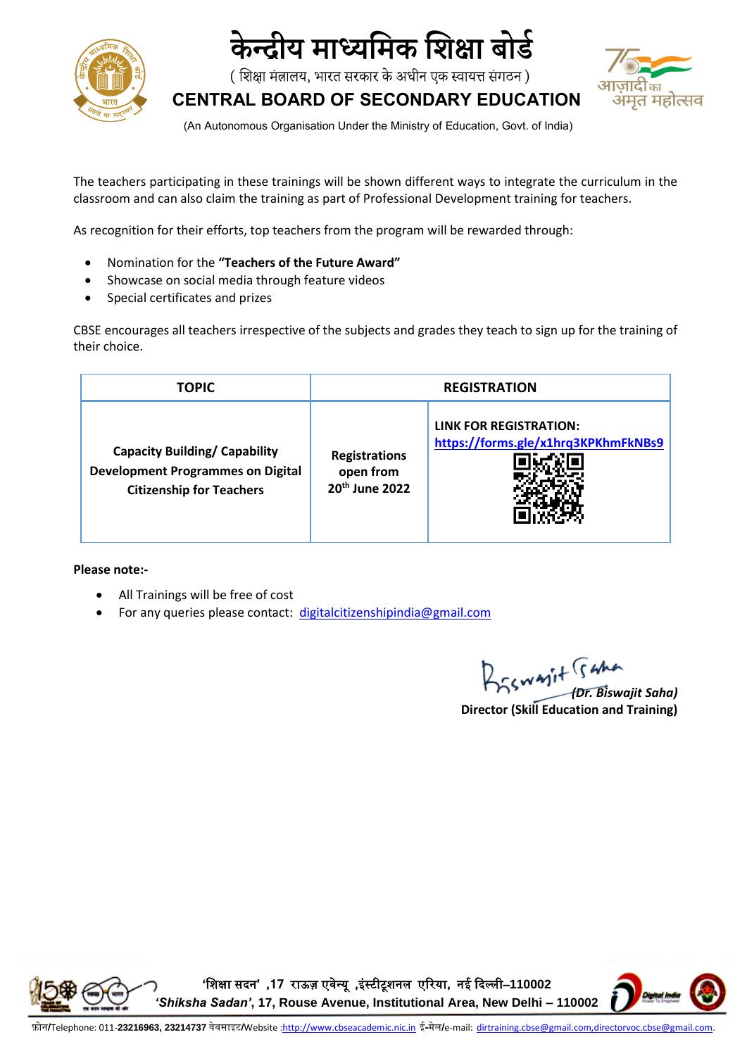The teachers participating in these trainings will be shown different ways to integrate the curriculum in the classroom and can also claim the training as part of Professional Development training for teachers.

As recognition for their efforts, top teachers from the program will be rewarded through:

- Nomination for the **"Teachers of the Future Award"**
- Showcase on social media through feature videos
- Special certificates and prizes

CBSE encourages all teachers irrespective of the subjects and grades they teach to sign up for the training of their choice.

| TOPIC | REGISTRATION | |
|---|---|---|
| **Capacity Building/ Capability Development Programmes on Digital Citizenship for Teachers** | **Registrations open from 20th June 2022** | **LINK FOR REGISTRATION:** **https://forms.gle/x1hrq3KPKhmFkNBs9** |

**Please note:-**

- All Trainings will be free of cost
- For any queries please contact: digitalcitizenshipindia@gmail.com

*(Dr. Biswajit Saha)*
**Director (Skill Education and Training)**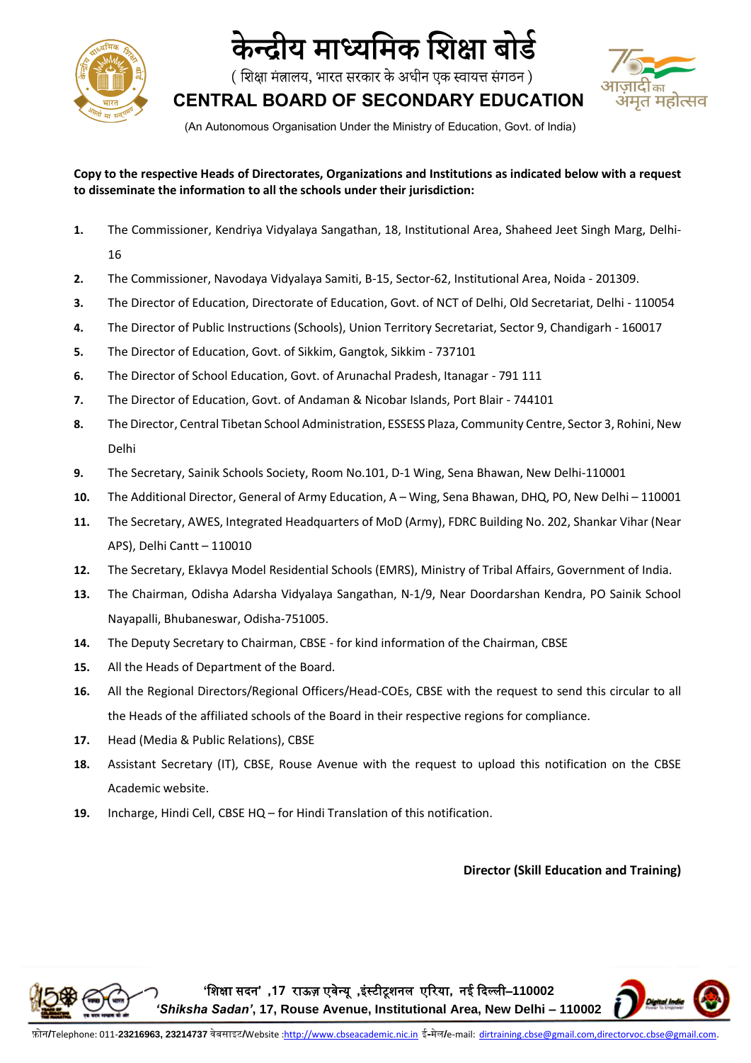**Copy to the respective Heads of Directorates, Organizations and Institutions as indicated below with a request to disseminate the information to all the schools under their jurisdiction:**

1. The Commissioner, Kendriya Vidyalaya Sangathan, 18, Institutional Area, Shaheed Jeet Singh Marg, Delhi-16
2. The Commissioner, Navodaya Vidyalaya Samiti, B-15, Sector-62, Institutional Area, Noida - 201309.
3. The Director of Education, Directorate of Education, Govt. of NCT of Delhi, Old Secretariat, Delhi - 110054
4. The Director of Public Instructions (Schools), Union Territory Secretariat, Sector 9, Chandigarh - 160017
5. The Director of Education, Govt. of Sikkim, Gangtok, Sikkim - 737101
6. The Director of School Education, Govt. of Arunachal Pradesh, Itanagar - 791 111
7. The Director of Education, Govt. of Andaman & Nicobar Islands, Port Blair - 744101
8. The Director, Central Tibetan School Administration, ESSESS Plaza, Community Centre, Sector 3, Rohini, New Delhi
9. The Secretary, Sainik Schools Society, Room No.101, D-1 Wing, Sena Bhawan, New Delhi-110001
10. The Additional Director, General of Army Education, A – Wing, Sena Bhawan, DHQ, PO, New Delhi – 110001
11. The Secretary, AWES, Integrated Headquarters of MoD (Army), FDRC Building No. 202, Shankar Vihar (Near APS), Delhi Cantt – 110010
12. The Secretary, Eklavya Model Residential Schools (EMRS), Ministry of Tribal Affairs, Government of India.
13. The Chairman, Odisha Adarsha Vidyalaya Sangathan, N-1/9, Near Doordarshan Kendra, PO Sainik School Nayapalli, Bhubaneswar, Odisha-751005.
14. The Deputy Secretary to Chairman, CBSE - for kind information of the Chairman, CBSE
15. All the Heads of Department of the Board.
16. All the Regional Directors/Regional Officers/Head-COEs, CBSE with the request to send this circular to all the Heads of the affiliated schools of the Board in their respective regions for compliance.
17. Head (Media & Public Relations), CBSE
18. Assistant Secretary (IT), CBSE, Rouse Avenue with the request to upload this notification on the CBSE Academic website.
19. Incharge, Hindi Cell, CBSE HQ – for Hindi Translation of this notification.

**Director (Skill Education and Training)**